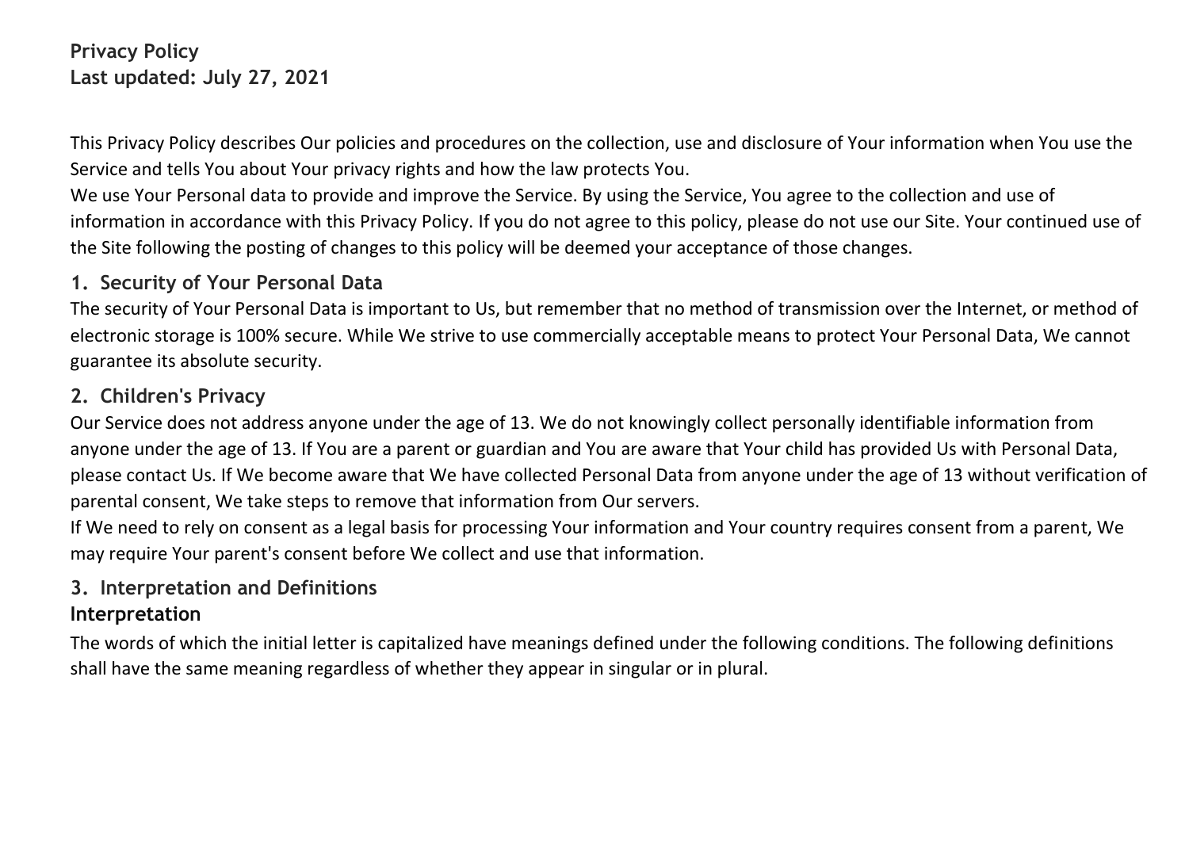# Privacy Policy

**Last updated: July 27, 2021**

This Privacy Policy describes Our policies and procedures on the collection, use and disclosure of Your information when You use the Service and tells You about Your privacy rights and how the law protects You.

We use Your Personal data to provide and improve the Service. By using the Service, You agree to the collection and use of information in accordance with this Privacy Policy. If you do not agree to this policy, please do not use our Site. Your continued use of the Site following the posting of changes to this policy will be deemed your acceptance of those changes.

## 1. Security of Your Personal Data

The security of Your Personal Data is important to Us, but remember that no method of transmission over the Internet, or method of electronic storage is 100% secure. While We strive to use commercially acceptable means to protect Your Personal Data, We cannot guarantee its absolute security.

## 2. Children's Privacy

Our Service does not address anyone under the age of 13. We do not knowingly collect personally identifiable information from anyone under the age of 13. If You are a parent or guardian and You are aware that Your child has provided Us with Personal Data, please contact Us. If We become aware that We have collected Personal Data from anyone under the age of 13 without verification of parental consent, We take steps to remove that information from Our servers.

If We need to rely on consent as a legal basis for processing Your information and Your country requires consent from a parent, We may require Your parent's consent before We collect and use that information.

## 3. Interpretation and Definitions

### Interpretation

The words of which the initial letter is capitalized have meanings defined under the following conditions. The following definitions shall have the same meaning regardless of whether they appear in singular or in plural.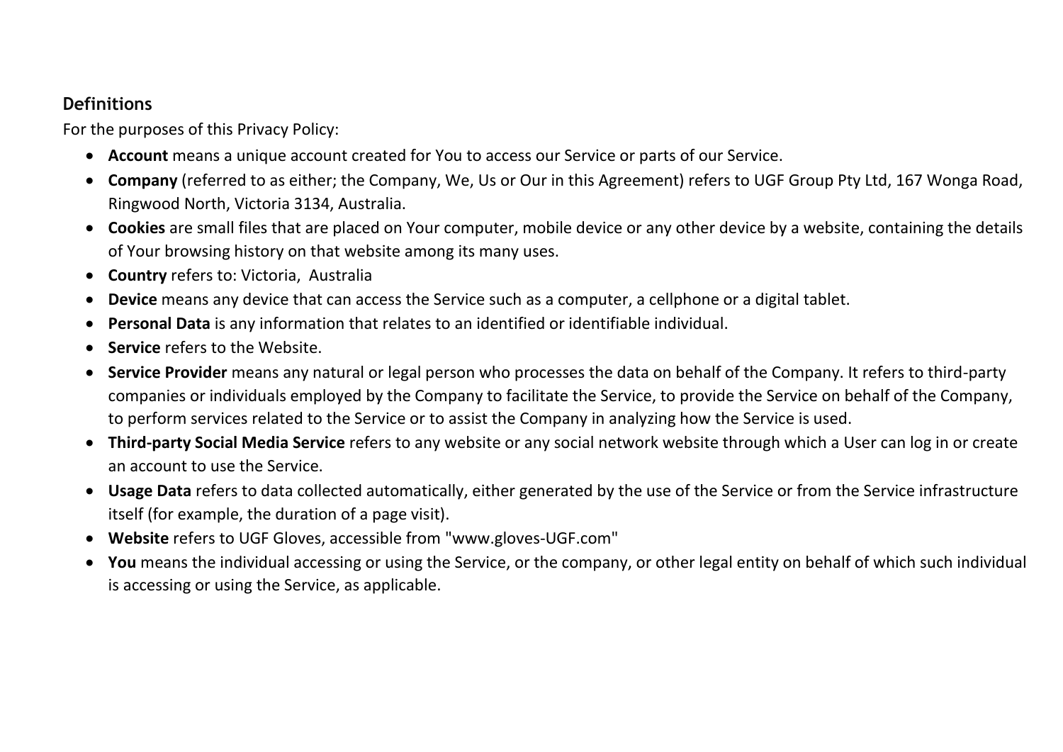## Definitions

For the purposes of this Privacy Policy:

- **Account** means a unique account created for You to access our Service or parts of our Service.
- **Company** (referred to as either; the Company, We, Us or Our in this Agreement) refers to UGF Group Pty Ltd, 167 Wonga Road, Ringwood North, Victoria 3134, Australia.
- **Cookies** are small files that are placed on Your computer, mobile device or any other device by a website, containing the details of Your browsing history on that website among its many uses.
- **Country** refers to: Victoria, Australia
- **Device** means any device that can access the Service such as a computer, a cellphone or a digital tablet.
- **Personal Data** is any information that relates to an identified or identifiable individual.
- **Service** refers to the Website.
- **Service Provider** means any natural or legal person who processes the data on behalf of the Company. It refers to third-party companies or individuals employed by the Company to facilitate the Service, to provide the Service on behalf of the Company, to perform services related to the Service or to assist the Company in analyzing how the Service is used.
- **Third-party Social Media Service** refers to any website or any social network website through which a User can log in or create an account to use the Service.
- **Usage Data** refers to data collected automatically, either generated by the use of the Service or from the Service infrastructure itself (for example, the duration of a page visit).
- **Website** refers to UGF Gloves, accessible from "www.gloves-UGF.com"
- **You** means the individual accessing or using the Service, or the company, or other legal entity on behalf of which such individual is accessing or using the Service, as applicable.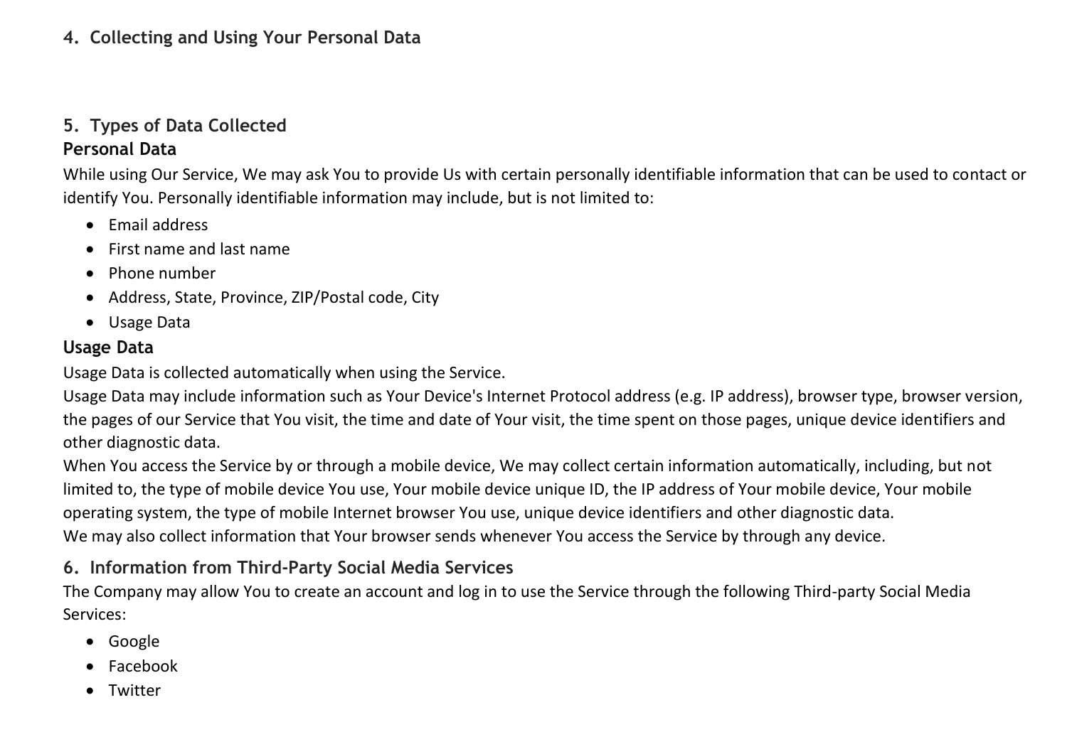## 4. Collecting and Using Your Personal Data

## 5. Types of Data Collected

### Personal Data

While using Our Service, We may ask You to provide Us with certain personally identifiable information that can be used to contact or identify You. Personally identifiable information may include, but is not limited to:

- Email address
- First name and last name
- Phone number
- Address, State, Province, ZIP/Postal code, City
- Usage Data

### Usage Data

Usage Data is collected automatically when using the Service.

Usage Data may include information such as Your Device's Internet Protocol address (e.g. IP address), browser type, browser version, the pages of our Service that You visit, the time and date of Your visit, the time spent on those pages, unique device identifiers and other diagnostic data.

When You access the Service by or through a mobile device, We may collect certain information automatically, including, but not limited to, the type of mobile device You use, Your mobile device unique ID, the IP address of Your mobile device, Your mobile operating system, the type of mobile Internet browser You use, unique device identifiers and other diagnostic data.

We may also collect information that Your browser sends whenever You access the Service by through any device.

## 6. Information from Third-Party Social Media Services

The Company may allow You to create an account and log in to use the Service through the following Third-party Social Media Services:

- Google
- Facebook
- Twitter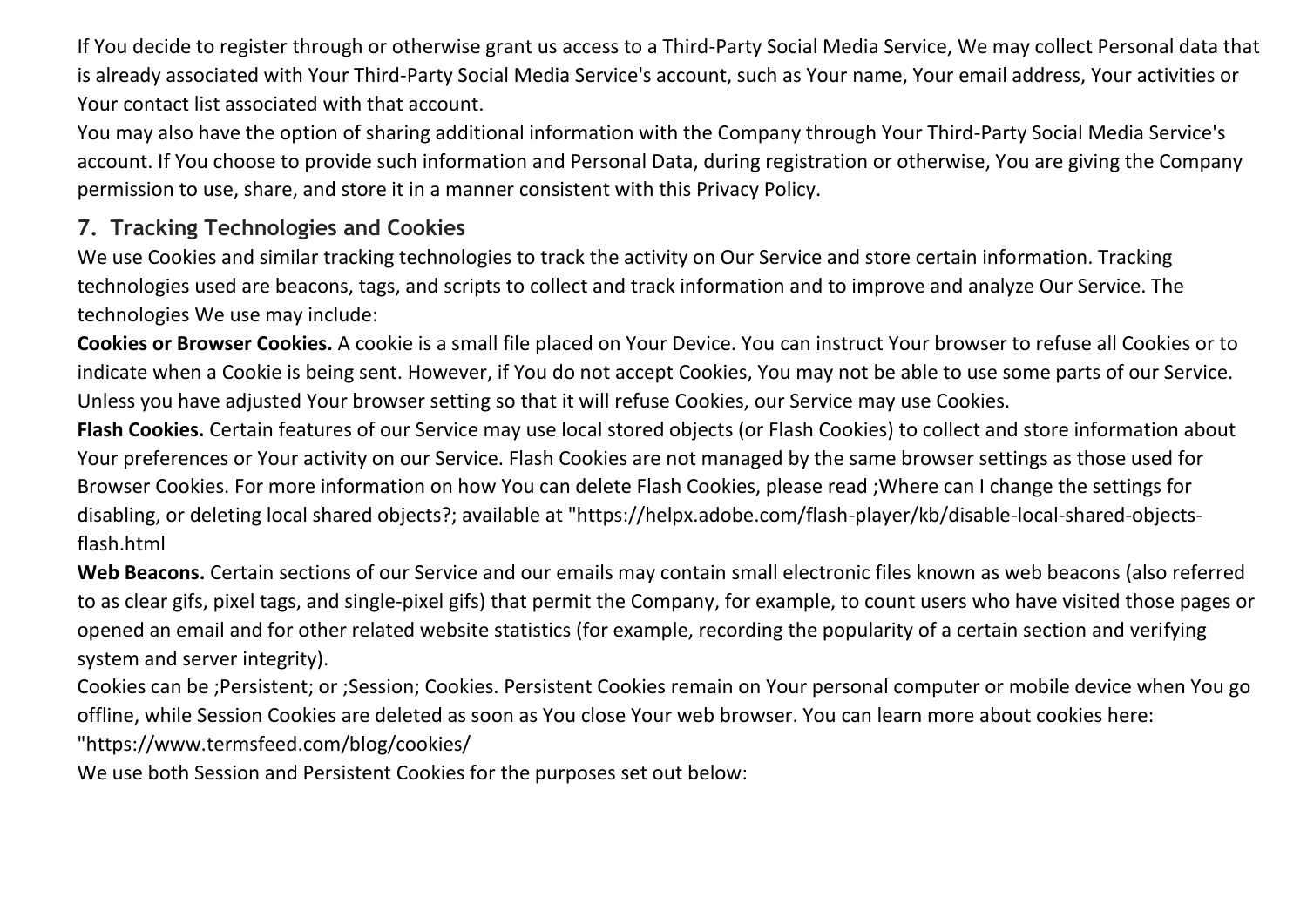If You decide to register through or otherwise grant us access to a Third-Party Social Media Service, We may collect Personal data that is already associated with Your Third-Party Social Media Service's account, such as Your name, Your email address, Your activities or Your contact list associated with that account.

You may also have the option of sharing additional information with the Company through Your Third-Party Social Media Service's account. If You choose to provide such information and Personal Data, during registration or otherwise, You are giving the Company permission to use, share, and store it in a manner consistent with this Privacy Policy.

## 7. Tracking Technologies and Cookies

We use Cookies and similar tracking technologies to track the activity on Our Service and store certain information. Tracking technologies used are beacons, tags, and scripts to collect and track information and to improve and analyze Our Service. The technologies We use may include:

**Cookies or Browser Cookies.** A cookie is a small file placed on Your Device. You can instruct Your browser to refuse all Cookies or to indicate when a Cookie is being sent. However, if You do not accept Cookies, You may not be able to use some parts of our Service. Unless you have adjusted Your browser setting so that it will refuse Cookies, our Service may use Cookies.

**Flash Cookies.** Certain features of our Service may use local stored objects (or Flash Cookies) to collect and store information about Your preferences or Your activity on our Service. Flash Cookies are not managed by the same browser settings as those used for Browser Cookies. For more information on how You can delete Flash Cookies, please read ;Where can I change the settings for disabling, or deleting local shared objects?; available at "https://helpx.adobe.com/flash-player/kb/disable-local-shared-objects-flash.html

**Web Beacons.** Certain sections of our Service and our emails may contain small electronic files known as web beacons (also referred to as clear gifs, pixel tags, and single-pixel gifs) that permit the Company, for example, to count users who have visited those pages or opened an email and for other related website statistics (for example, recording the popularity of a certain section and verifying system and server integrity).

Cookies can be ;Persistent; or ;Session; Cookies. Persistent Cookies remain on Your personal computer or mobile device when You go offline, while Session Cookies are deleted as soon as You close Your web browser. You can learn more about cookies here: "https://www.termsfeed.com/blog/cookies/

We use both Session and Persistent Cookies for the purposes set out below: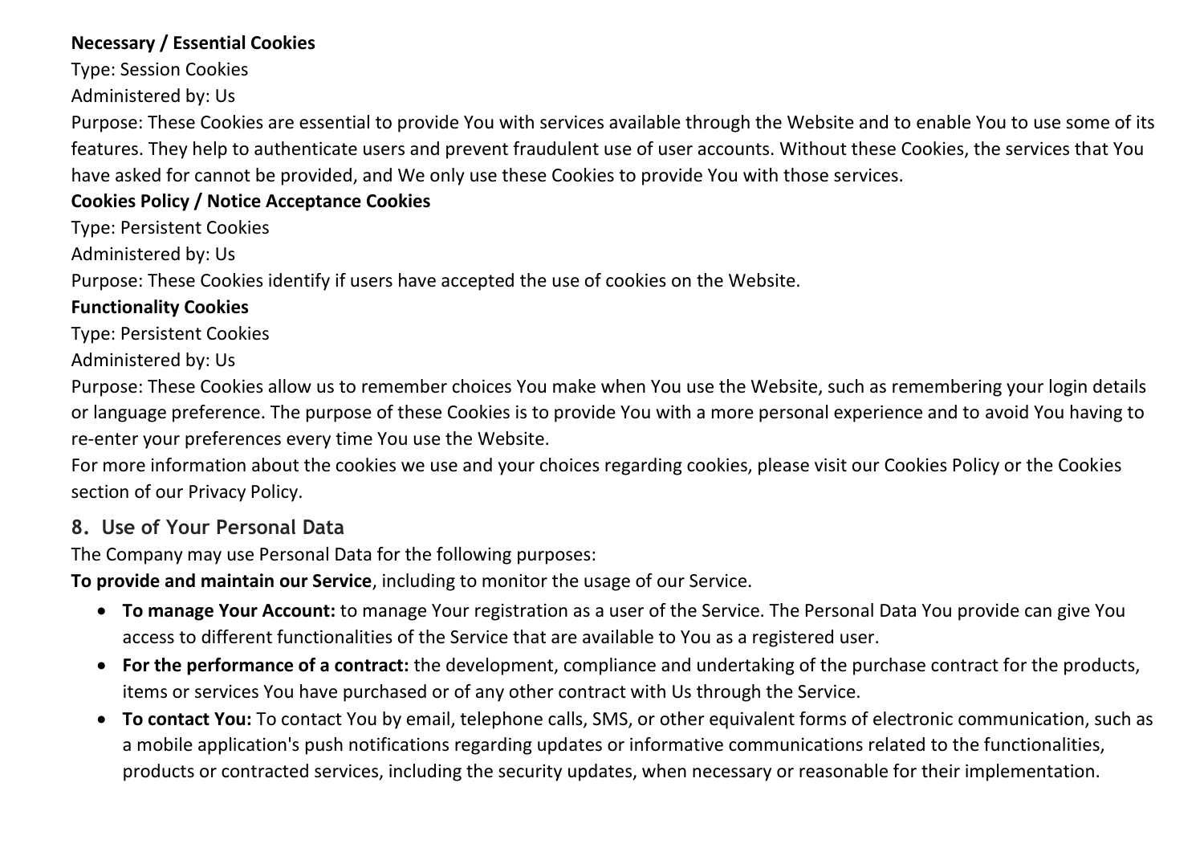**Necessary / Essential Cookies**

Type: Session Cookies

Administered by: Us

Purpose: These Cookies are essential to provide You with services available through the Website and to enable You to use some of its features. They help to authenticate users and prevent fraudulent use of user accounts. Without these Cookies, the services that You have asked for cannot be provided, and We only use these Cookies to provide You with those services.

**Cookies Policy / Notice Acceptance Cookies**

Type: Persistent Cookies

Administered by: Us

Purpose: These Cookies identify if users have accepted the use of cookies on the Website.

**Functionality Cookies**

Type: Persistent Cookies

Administered by: Us

Purpose: These Cookies allow us to remember choices You make when You use the Website, such as remembering your login details or language preference. The purpose of these Cookies is to provide You with a more personal experience and to avoid You having to re-enter your preferences every time You use the Website.

For more information about the cookies we use and your choices regarding cookies, please visit our Cookies Policy or the Cookies section of our Privacy Policy.

## 8. Use of Your Personal Data

The Company may use Personal Data for the following purposes:

**To provide and maintain our Service**, including to monitor the usage of our Service.

- **To manage Your Account:** to manage Your registration as a user of the Service. The Personal Data You provide can give You access to different functionalities of the Service that are available to You as a registered user.
- **For the performance of a contract:** the development, compliance and undertaking of the purchase contract for the products, items or services You have purchased or of any other contract with Us through the Service.
- **To contact You:** To contact You by email, telephone calls, SMS, or other equivalent forms of electronic communication, such as a mobile application's push notifications regarding updates or informative communications related to the functionalities, products or contracted services, including the security updates, when necessary or reasonable for their implementation.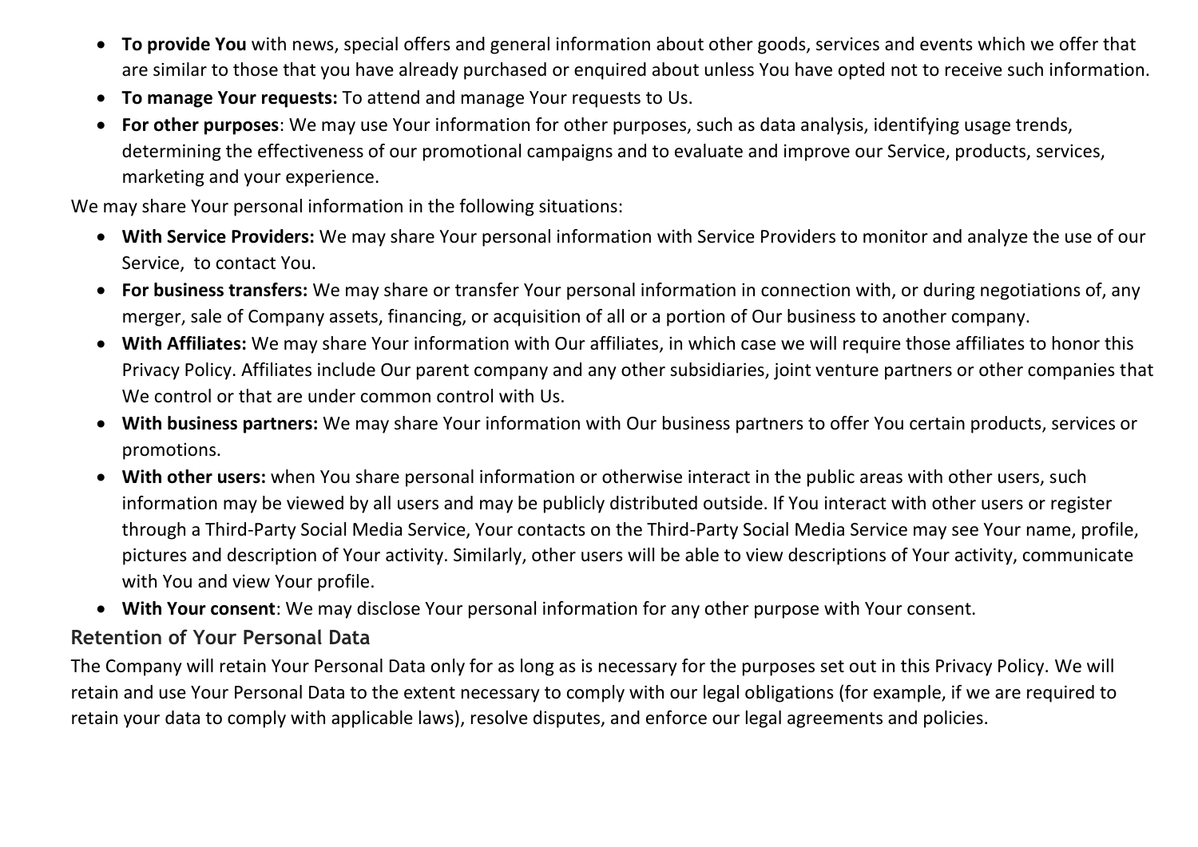- **To provide You** with news, special offers and general information about other goods, services and events which we offer that are similar to those that you have already purchased or enquired about unless You have opted not to receive such information.
- **To manage Your requests:** To attend and manage Your requests to Us.
- **For other purposes**: We may use Your information for other purposes, such as data analysis, identifying usage trends, determining the effectiveness of our promotional campaigns and to evaluate and improve our Service, products, services, marketing and your experience.

We may share Your personal information in the following situations:

- **With Service Providers:** We may share Your personal information with Service Providers to monitor and analyze the use of our Service, to contact You.
- **For business transfers:** We may share or transfer Your personal information in connection with, or during negotiations of, any merger, sale of Company assets, financing, or acquisition of all or a portion of Our business to another company.
- **With Affiliates:** We may share Your information with Our affiliates, in which case we will require those affiliates to honor this Privacy Policy. Affiliates include Our parent company and any other subsidiaries, joint venture partners or other companies that We control or that are under common control with Us.
- **With business partners:** We may share Your information with Our business partners to offer You certain products, services or promotions.
- **With other users:** when You share personal information or otherwise interact in the public areas with other users, such information may be viewed by all users and may be publicly distributed outside. If You interact with other users or register through a Third-Party Social Media Service, Your contacts on the Third-Party Social Media Service may see Your name, profile, pictures and description of Your activity. Similarly, other users will be able to view descriptions of Your activity, communicate with You and view Your profile.
- **With Your consent**: We may disclose Your personal information for any other purpose with Your consent.

### Retention of Your Personal Data

The Company will retain Your Personal Data only for as long as is necessary for the purposes set out in this Privacy Policy. We will retain and use Your Personal Data to the extent necessary to comply with our legal obligations (for example, if we are required to retain your data to comply with applicable laws), resolve disputes, and enforce our legal agreements and policies.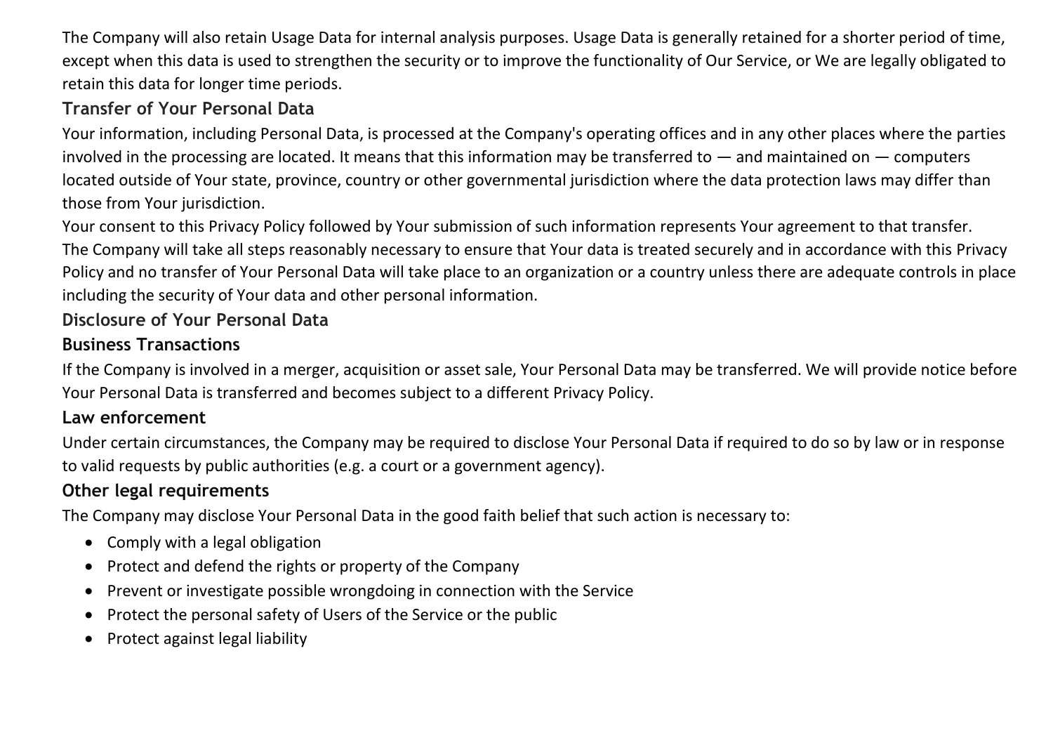The Company will also retain Usage Data for internal analysis purposes. Usage Data is generally retained for a shorter period of time, except when this data is used to strengthen the security or to improve the functionality of Our Service, or We are legally obligated to retain this data for longer time periods.

### Transfer of Your Personal Data

Your information, including Personal Data, is processed at the Company's operating offices and in any other places where the parties involved in the processing are located. It means that this information may be transferred to — and maintained on — computers located outside of Your state, province, country or other governmental jurisdiction where the data protection laws may differ than those from Your jurisdiction.

Your consent to this Privacy Policy followed by Your submission of such information represents Your agreement to that transfer.

The Company will take all steps reasonably necessary to ensure that Your data is treated securely and in accordance with this Privacy Policy and no transfer of Your Personal Data will take place to an organization or a country unless there are adequate controls in place including the security of Your data and other personal information.

### Disclosure of Your Personal Data

#### Business Transactions

If the Company is involved in a merger, acquisition or asset sale, Your Personal Data may be transferred. We will provide notice before Your Personal Data is transferred and becomes subject to a different Privacy Policy.

#### Law enforcement

Under certain circumstances, the Company may be required to disclose Your Personal Data if required to do so by law or in response to valid requests by public authorities (e.g. a court or a government agency).

#### Other legal requirements

The Company may disclose Your Personal Data in the good faith belief that such action is necessary to:

- Comply with a legal obligation
- Protect and defend the rights or property of the Company
- Prevent or investigate possible wrongdoing in connection with the Service
- Protect the personal safety of Users of the Service or the public
- Protect against legal liability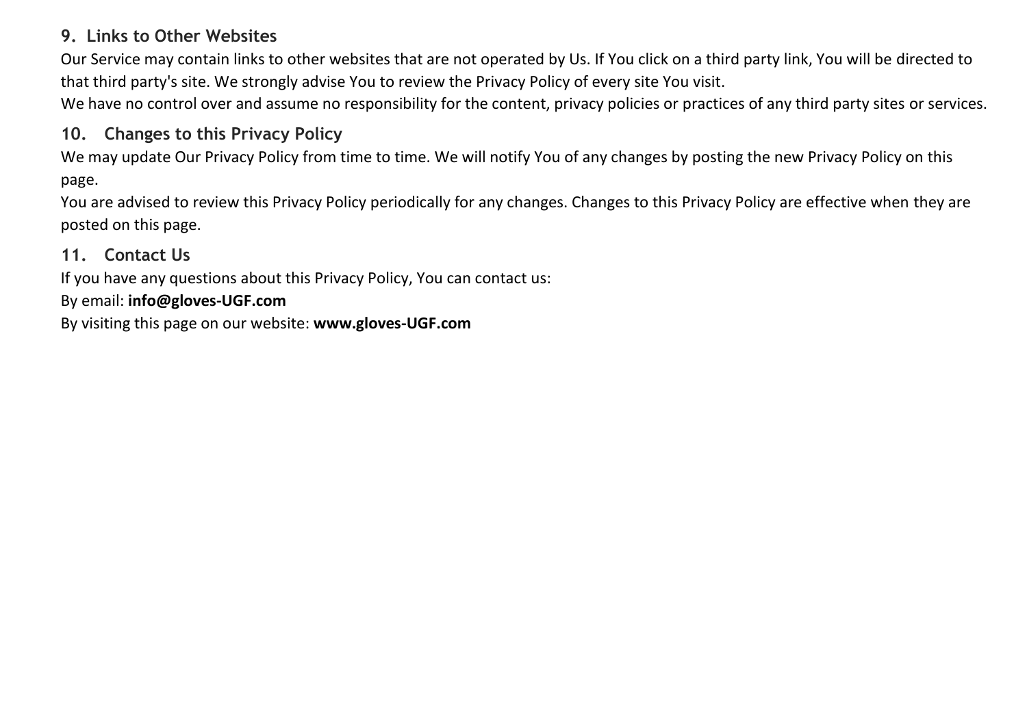## 9. Links to Other Websites

Our Service may contain links to other websites that are not operated by Us. If You click on a third party link, You will be directed to that third party's site. We strongly advise You to review the Privacy Policy of every site You visit.

We have no control over and assume no responsibility for the content, privacy policies or practices of any third party sites or services.

## 10. Changes to this Privacy Policy

We may update Our Privacy Policy from time to time. We will notify You of any changes by posting the new Privacy Policy on this page.

You are advised to review this Privacy Policy periodically for any changes. Changes to this Privacy Policy are effective when they are posted on this page.

## 11. Contact Us

If you have any questions about this Privacy Policy, You can contact us:

By email: **info@gloves-UGF.com**

By visiting this page on our website: **www.gloves-UGF.com**